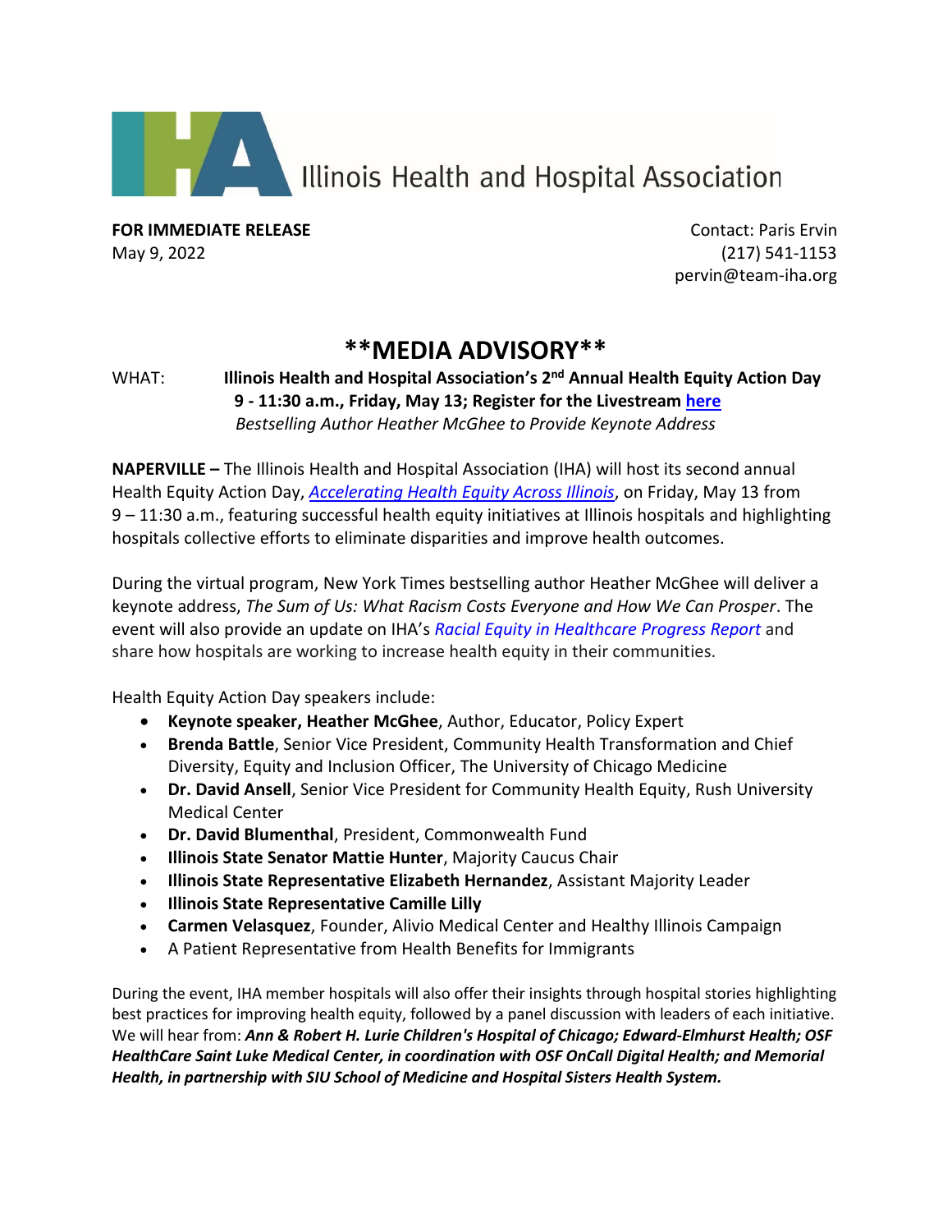Illinois Health and Hospital Association

**FOR IMMEDIATE RELEASE**
May 9, 2022

Contact: Paris Ervin
(217) 541-1153
pervin@team-iha.org

# **MEDIA ADVISORY**

WHAT: **Illinois Health and Hospital Association's 2nd Annual Health Equity Action Day**
**9 - 11:30 a.m., Friday, May 13; Register for the Livestream here**
*Bestselling Author Heather McGhee to Provide Keynote Address*

**NAPERVILLE –** The Illinois Health and Hospital Association (IHA) will host its second annual Health Equity Action Day, *Accelerating Health Equity Across Illinois*, on Friday, May 13 from 9 – 11:30 a.m., featuring successful health equity initiatives at Illinois hospitals and highlighting hospitals collective efforts to eliminate disparities and improve health outcomes.

During the virtual program, New York Times bestselling author Heather McGhee will deliver a keynote address, *The Sum of Us: What Racism Costs Everyone and How We Can Prosper*. The event will also provide an update on IHA's *Racial Equity in Healthcare Progress Report* and share how hospitals are working to increase health equity in their communities.

Health Equity Action Day speakers include:

- **Keynote speaker, Heather McGhee**, Author, Educator, Policy Expert
- **Brenda Battle**, Senior Vice President, Community Health Transformation and Chief Diversity, Equity and Inclusion Officer, The University of Chicago Medicine
- **Dr. David Ansell**, Senior Vice President for Community Health Equity, Rush University Medical Center
- **Dr. David Blumenthal**, President, Commonwealth Fund
- **Illinois State Senator Mattie Hunter**, Majority Caucus Chair
- **Illinois State Representative Elizabeth Hernandez**, Assistant Majority Leader
- **Illinois State Representative Camille Lilly**
- **Carmen Velasquez**, Founder, Alivio Medical Center and Healthy Illinois Campaign
- A Patient Representative from Health Benefits for Immigrants

During the event, IHA member hospitals will also offer their insights through hospital stories highlighting best practices for improving health equity, followed by a panel discussion with leaders of each initiative. We will hear from: ***Ann & Robert H. Lurie Children's Hospital of Chicago; Edward-Elmhurst Health; OSF HealthCare Saint Luke Medical Center, in coordination with OSF OnCall Digital Health; and Memorial Health, in partnership with SIU School of Medicine and Hospital Sisters Health System.***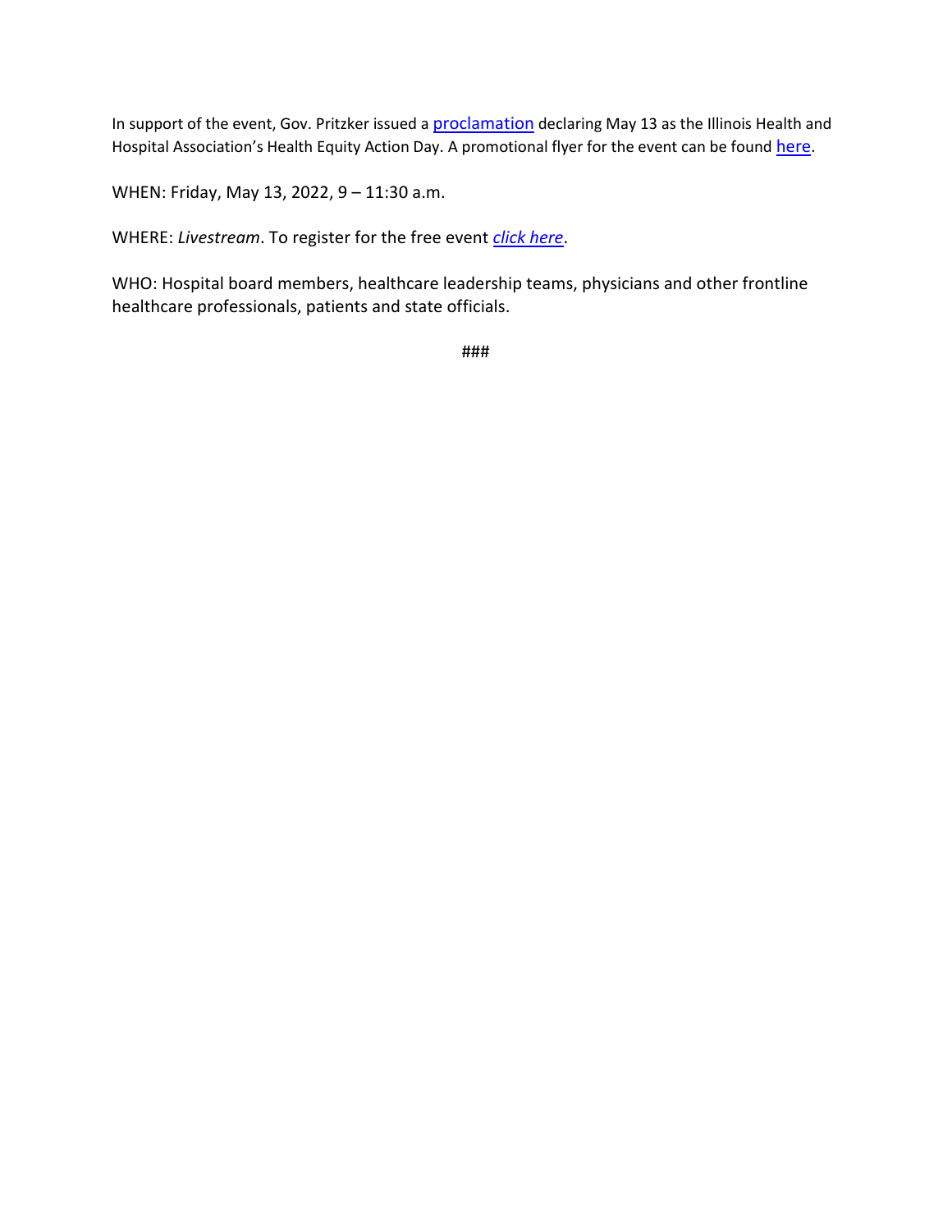In support of the event, Gov. Pritzker issued a proclamation declaring May 13 as the Illinois Health and Hospital Association's Health Equity Action Day. A promotional flyer for the event can be found here.

WHEN: Friday, May 13, 2022, 9 – 11:30 a.m.

WHERE: *Livestream*. To register for the free event *click here*.

WHO: Hospital board members, healthcare leadership teams, physicians and other frontline healthcare professionals, patients and state officials.

###